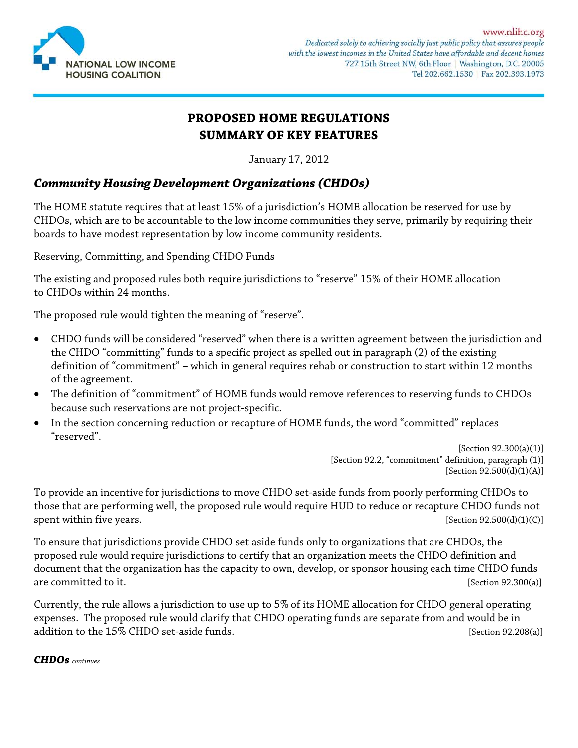NATIONAL LOW INCOME HOUSING COALITION

www.nlihc.org
*Dedicated solely to achieving socially just public policy that assures people with the lowest incomes in the United States have affordable and decent homes*
727 15th Street NW, 6th Floor | Washington, D.C. 20005
Tel 202.662.1530 | Fax 202.393.1973

# PROPOSED HOME REGULATIONS
# SUMMARY OF KEY FEATURES

January 17, 2012

## *Community Housing Development Organizations (CHDOs)*

The HOME statute requires that at least 15% of a jurisdiction's HOME allocation be reserved for use by CHDOs, which are to be accountable to the low income communities they serve, primarily by requiring their boards to have modest representation by low income community residents.

Reserving, Committing, and Spending CHDO Funds

The existing and proposed rules both require jurisdictions to "reserve" 15% of their HOME allocation to CHDOs within 24 months.

The proposed rule would tighten the meaning of "reserve".

- CHDO funds will be considered "reserved" when there is a written agreement between the jurisdiction and the CHDO "committing" funds to a specific project as spelled out in paragraph (2) of the existing definition of "commitment" – which in general requires rehab or construction to start within 12 months of the agreement.
- The definition of "commitment" of HOME funds would remove references to reserving funds to CHDOs because such reservations are not project-specific.
- In the section concerning reduction or recapture of HOME funds, the word "committed" replaces "reserved".

[Section 92.300(a)(1)]
[Section 92.2, "commitment" definition, paragraph (1)]
[Section 92.500(d)(1)(A)]

To provide an incentive for jurisdictions to move CHDO set-aside funds from poorly performing CHDOs to those that are performing well, the proposed rule would require HUD to reduce or recapture CHDO funds not spent within five years. [Section 92.500(d)(1)(C)]

To ensure that jurisdictions provide CHDO set aside funds only to organizations that are CHDOs, the proposed rule would require jurisdictions to certify that an organization meets the CHDO definition and document that the organization has the capacity to own, develop, or sponsor housing each time CHDO funds are committed to it. [Section 92.300(a)]

Currently, the rule allows a jurisdiction to use up to 5% of its HOME allocation for CHDO general operating expenses. The proposed rule would clarify that CHDO operating funds are separate from and would be in addition to the 15% CHDO set-aside funds. [Section 92.208(a)]

***CHDOs*** *continues*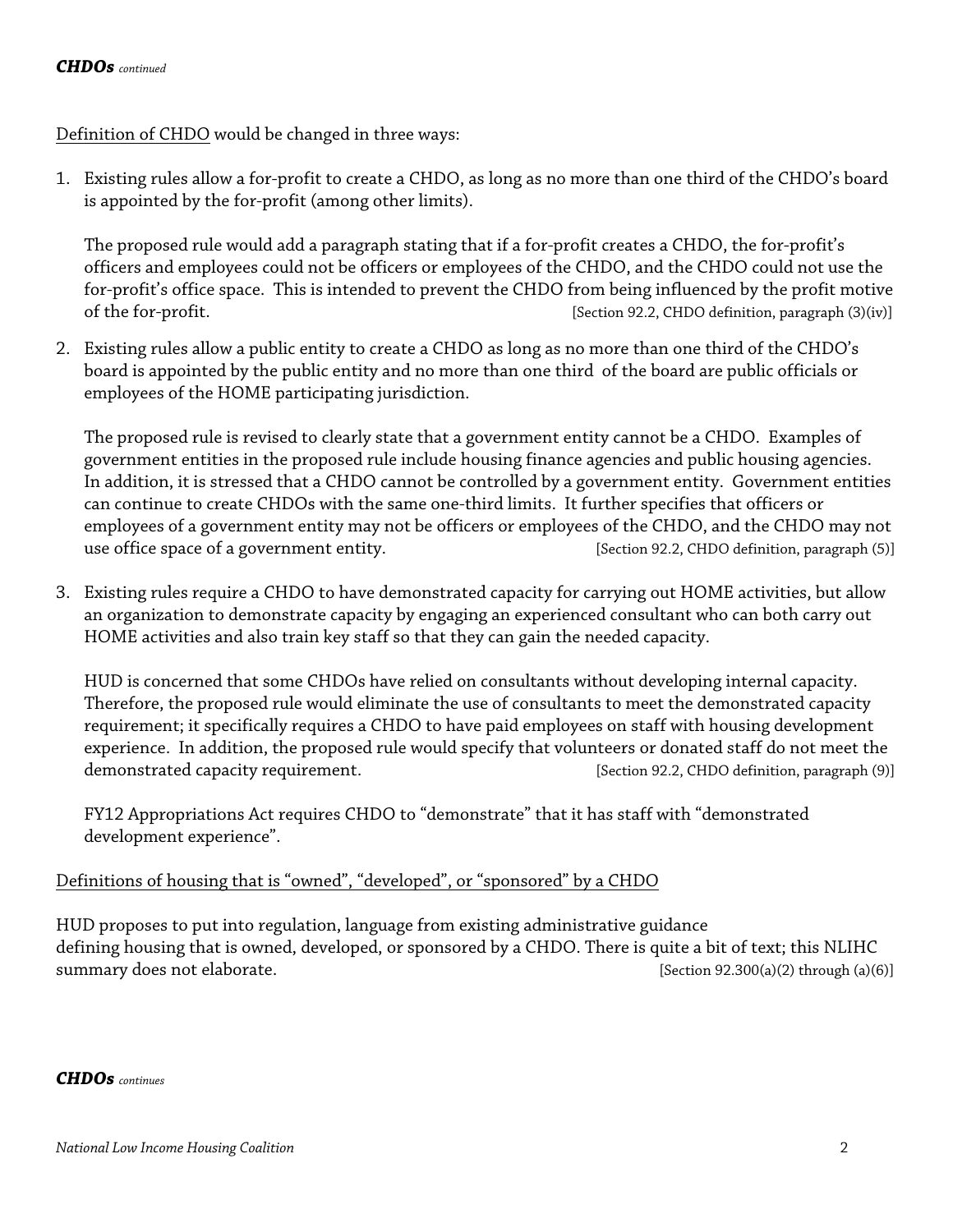***CHDOs*** *continued*

Definition of CHDO would be changed in three ways:

1. Existing rules allow a for-profit to create a CHDO, as long as no more than one third of the CHDO's board is appointed by the for-profit (among other limits).

   The proposed rule would add a paragraph stating that if a for-profit creates a CHDO, the for-profit's officers and employees could not be officers or employees of the CHDO, and the CHDO could not use the for-profit's office space. This is intended to prevent the CHDO from being influenced by the profit motive of the for-profit. [Section 92.2, CHDO definition, paragraph (3)(iv)]

2. Existing rules allow a public entity to create a CHDO as long as no more than one third of the CHDO's board is appointed by the public entity and no more than one third of the board are public officials or employees of the HOME participating jurisdiction.

   The proposed rule is revised to clearly state that a government entity cannot be a CHDO. Examples of government entities in the proposed rule include housing finance agencies and public housing agencies. In addition, it is stressed that a CHDO cannot be controlled by a government entity. Government entities can continue to create CHDOs with the same one-third limits. It further specifies that officers or employees of a government entity may not be officers or employees of the CHDO, and the CHDO may not use office space of a government entity. [Section 92.2, CHDO definition, paragraph (5)]

3. Existing rules require a CHDO to have demonstrated capacity for carrying out HOME activities, but allow an organization to demonstrate capacity by engaging an experienced consultant who can both carry out HOME activities and also train key staff so that they can gain the needed capacity.

   HUD is concerned that some CHDOs have relied on consultants without developing internal capacity. Therefore, the proposed rule would eliminate the use of consultants to meet the demonstrated capacity requirement; it specifically requires a CHDO to have paid employees on staff with housing development experience. In addition, the proposed rule would specify that volunteers or donated staff do not meet the demonstrated capacity requirement. [Section 92.2, CHDO definition, paragraph (9)]

   FY12 Appropriations Act requires CHDO to "demonstrate" that it has staff with "demonstrated development experience".

Definitions of housing that is "owned", "developed", or "sponsored" by a CHDO

HUD proposes to put into regulation, language from existing administrative guidance defining housing that is owned, developed, or sponsored by a CHDO. There is quite a bit of text; this NLIHC summary does not elaborate. [Section 92.300(a)(2) through (a)(6)]

***CHDOs*** *continues*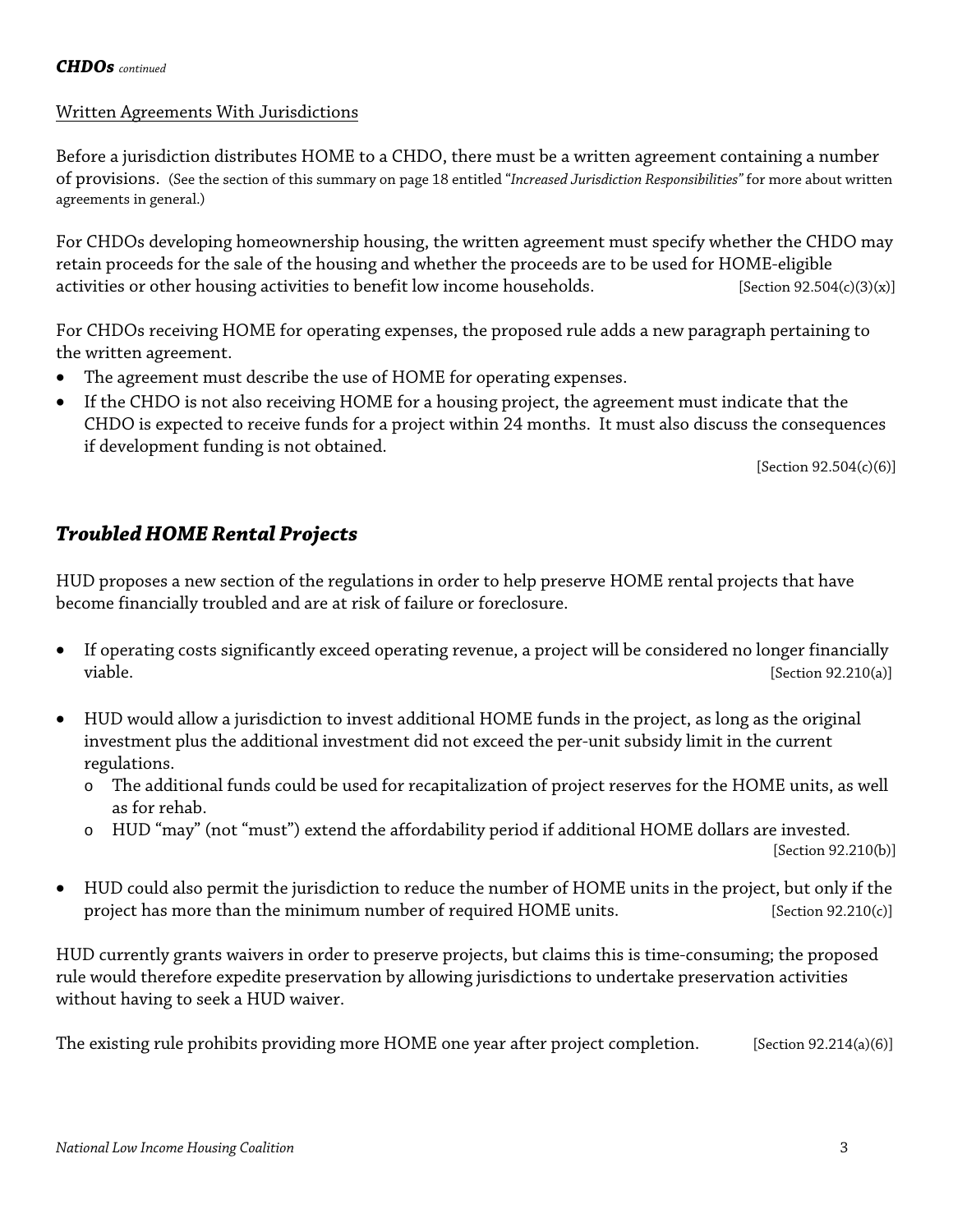***CHDOs** continued*

Written Agreements With Jurisdictions

Before a jurisdiction distributes HOME to a CHDO, there must be a written agreement containing a number of provisions. (See the section of this summary on page 18 entitled "*Increased Jurisdiction Responsibilities"* for more about written agreements in general.)

For CHDOs developing homeownership housing, the written agreement must specify whether the CHDO may retain proceeds for the sale of the housing and whether the proceeds are to be used for HOME-eligible activities or other housing activities to benefit low income households. [Section 92.504(c)(3)(x)]

For CHDOs receiving HOME for operating expenses, the proposed rule adds a new paragraph pertaining to the written agreement.

- The agreement must describe the use of HOME for operating expenses.
- If the CHDO is not also receiving HOME for a housing project, the agreement must indicate that the CHDO is expected to receive funds for a project within 24 months. It must also discuss the consequences if development funding is not obtained.

[Section 92.504(c)(6)]

## *Troubled HOME Rental Projects*

HUD proposes a new section of the regulations in order to help preserve HOME rental projects that have become financially troubled and are at risk of failure or foreclosure.

- If operating costs significantly exceed operating revenue, a project will be considered no longer financially viable. [Section 92.210(a)]
- HUD would allow a jurisdiction to invest additional HOME funds in the project, as long as the original investment plus the additional investment did not exceed the per-unit subsidy limit in the current regulations.
  - The additional funds could be used for recapitalization of project reserves for the HOME units, as well as for rehab.
  - HUD "may" (not "must") extend the affordability period if additional HOME dollars are invested.

  [Section 92.210(b)]
- HUD could also permit the jurisdiction to reduce the number of HOME units in the project, but only if the project has more than the minimum number of required HOME units. [Section 92.210(c)]

HUD currently grants waivers in order to preserve projects, but claims this is time-consuming; the proposed rule would therefore expedite preservation by allowing jurisdictions to undertake preservation activities without having to seek a HUD waiver.

The existing rule prohibits providing more HOME one year after project completion. [Section 92.214(a)(6)]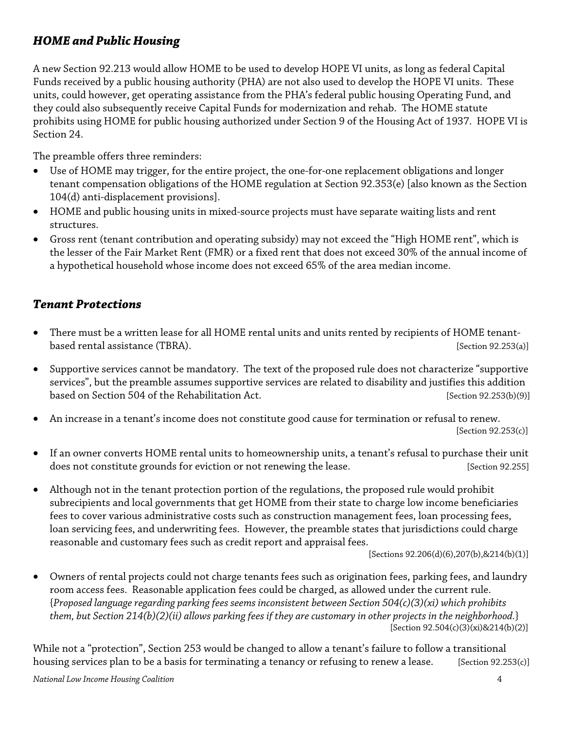## *HOME and Public Housing*

A new Section 92.213 would allow HOME to be used to develop HOPE VI units, as long as federal Capital Funds received by a public housing authority (PHA) are not also used to develop the HOPE VI units. These units, could however, get operating assistance from the PHA's federal public housing Operating Fund, and they could also subsequently receive Capital Funds for modernization and rehab. The HOME statute prohibits using HOME for public housing authorized under Section 9 of the Housing Act of 1937. HOPE VI is Section 24.

The preamble offers three reminders:

- Use of HOME may trigger, for the entire project, the one-for-one replacement obligations and longer tenant compensation obligations of the HOME regulation at Section 92.353(e) [also known as the Section 104(d) anti-displacement provisions].
- HOME and public housing units in mixed-source projects must have separate waiting lists and rent structures.
- Gross rent (tenant contribution and operating subsidy) may not exceed the "High HOME rent", which is the lesser of the Fair Market Rent (FMR) or a fixed rent that does not exceed 30% of the annual income of a hypothetical household whose income does not exceed 65% of the area median income.

## *Tenant Protections*

- There must be a written lease for all HOME rental units and units rented by recipients of HOME tenant-based rental assistance (TBRA). [Section 92.253(a)]
- Supportive services cannot be mandatory. The text of the proposed rule does not characterize "supportive services", but the preamble assumes supportive services are related to disability and justifies this addition based on Section 504 of the Rehabilitation Act. [Section 92.253(b)(9)]
- An increase in a tenant's income does not constitute good cause for termination or refusal to renew. [Section 92.253(c)]
- If an owner converts HOME rental units to homeownership units, a tenant's refusal to purchase their unit does not constitute grounds for eviction or not renewing the lease. [Section 92.255]
- Although not in the tenant protection portion of the regulations, the proposed rule would prohibit subrecipients and local governments that get HOME from their state to charge low income beneficiaries fees to cover various administrative costs such as construction management fees, loan processing fees, loan servicing fees, and underwriting fees. However, the preamble states that jurisdictions could charge reasonable and customary fees such as credit report and appraisal fees. [Sections 92.206(d)(6),207(b),&214(b)(1)]
- Owners of rental projects could not charge tenants fees such as origination fees, parking fees, and laundry room access fees. Reasonable application fees could be charged, as allowed under the current rule. {*Proposed language regarding parking fees seems inconsistent between Section 504(c)(3)(xi) which prohibits them, but Section 214(b)(2)(ii) allows parking fees if they are customary in other projects in the neighborhood.*} [Section 92.504(c)(3)(xi)&214(b)(2)]

While not a "protection", Section 253 would be changed to allow a tenant's failure to follow a transitional housing services plan to be a basis for terminating a tenancy or refusing to renew a lease. [Section 92.253(c)]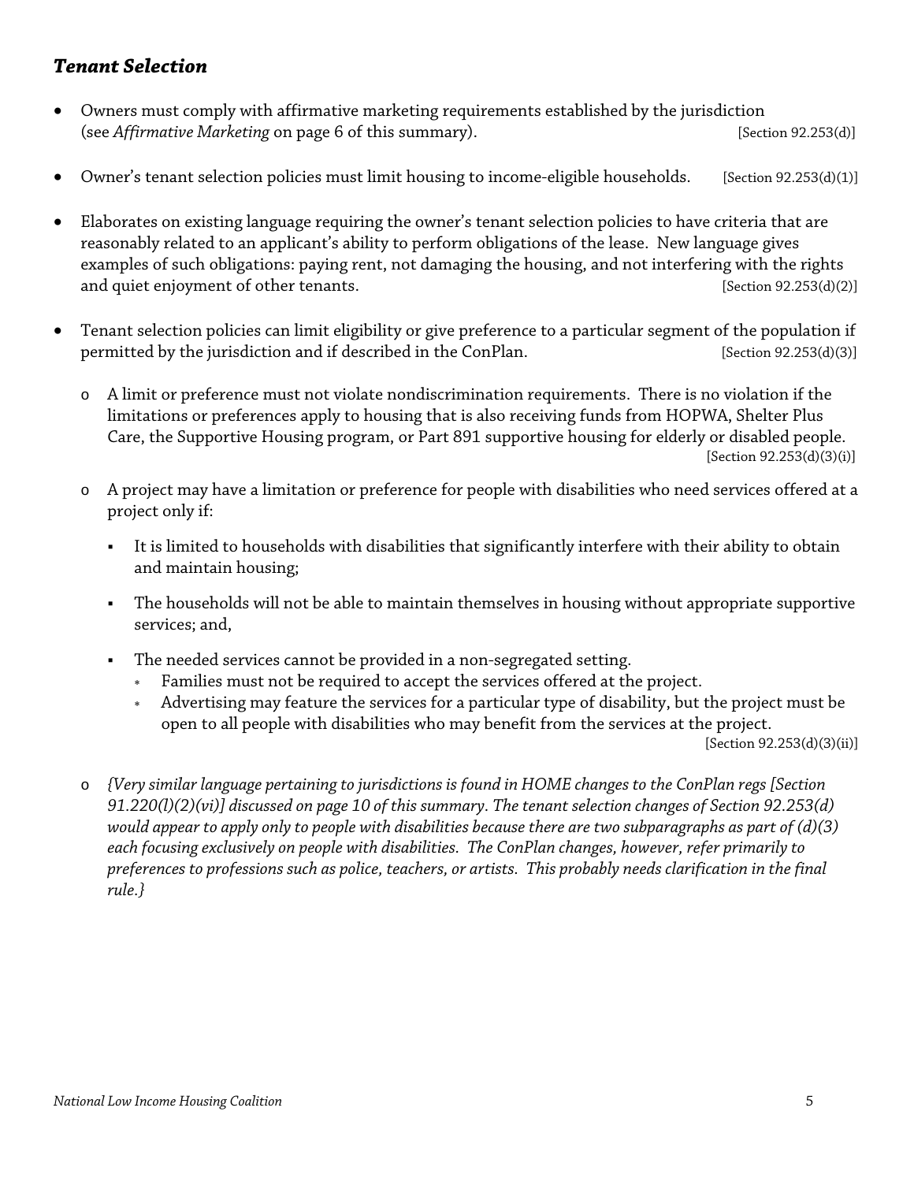### *Tenant Selection*

- Owners must comply with affirmative marketing requirements established by the jurisdiction (see *Affirmative Marketing* on page 6 of this summary). [Section 92.253(d)]

- Owner's tenant selection policies must limit housing to income-eligible households. [Section 92.253(d)(1)]

- Elaborates on existing language requiring the owner's tenant selection policies to have criteria that are reasonably related to an applicant's ability to perform obligations of the lease. New language gives examples of such obligations: paying rent, not damaging the housing, and not interfering with the rights and quiet enjoyment of other tenants. [Section 92.253(d)(2)]

- Tenant selection policies can limit eligibility or give preference to a particular segment of the population if permitted by the jurisdiction and if described in the ConPlan. [Section 92.253(d)(3)]

    - A limit or preference must not violate nondiscrimination requirements. There is no violation if the limitations or preferences apply to housing that is also receiving funds from HOPWA, Shelter Plus Care, the Supportive Housing program, or Part 891 supportive housing for elderly or disabled people. [Section 92.253(d)(3)(i)]

    - A project may have a limitation or preference for people with disabilities who need services offered at a project only if:

        - It is limited to households with disabilities that significantly interfere with their ability to obtain and maintain housing;

        - The households will not be able to maintain themselves in housing without appropriate supportive services; and,

        - The needed services cannot be provided in a non-segregated setting.
            - Families must not be required to accept the services offered at the project.
            - Advertising may feature the services for a particular type of disability, but the project must be open to all people with disabilities who may benefit from the services at the project.

        [Section 92.253(d)(3)(ii)]

    - *{Very similar language pertaining to jurisdictions is found in HOME changes to the ConPlan regs [Section 91.220(l)(2)(vi)] discussed on page 10 of this summary. The tenant selection changes of Section 92.253(d) would appear to apply only to people with disabilities because there are two subparagraphs as part of (d)(3) each focusing exclusively on people with disabilities. The ConPlan changes, however, refer primarily to preferences to professions such as police, teachers, or artists. This probably needs clarification in the final rule.}*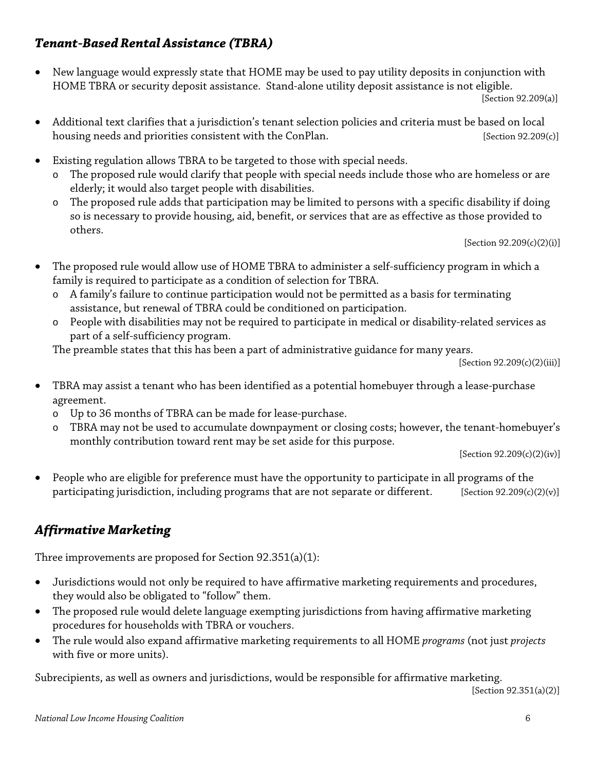## *Tenant-Based Rental Assistance (TBRA)*

- New language would expressly state that HOME may be used to pay utility deposits in conjunction with HOME TBRA or security deposit assistance. Stand-alone utility deposit assistance is not eligible. [Section 92.209(a)]

- Additional text clarifies that a jurisdiction's tenant selection policies and criteria must be based on local housing needs and priorities consistent with the ConPlan. [Section 92.209(c)]

- Existing regulation allows TBRA to be targeted to those with special needs.
  - The proposed rule would clarify that people with special needs include those who are homeless or are elderly; it would also target people with disabilities.
  - The proposed rule adds that participation may be limited to persons with a specific disability if doing so is necessary to provide housing, aid, benefit, or services that are as effective as those provided to others.

  [Section 92.209(c)(2)(i)]

- The proposed rule would allow use of HOME TBRA to administer a self-sufficiency program in which a family is required to participate as a condition of selection for TBRA.
  - A family's failure to continue participation would not be permitted as a basis for terminating assistance, but renewal of TBRA could be conditioned on participation.
  - People with disabilities may not be required to participate in medical or disability-related services as part of a self-sufficiency program.

  The preamble states that this has been a part of administrative guidance for many years.

  [Section 92.209(c)(2)(iii)]

- TBRA may assist a tenant who has been identified as a potential homebuyer through a lease-purchase agreement.
  - Up to 36 months of TBRA can be made for lease-purchase.
  - TBRA may not be used to accumulate downpayment or closing costs; however, the tenant-homebuyer's monthly contribution toward rent may be set aside for this purpose.

  [Section 92.209(c)(2)(iv)]

- People who are eligible for preference must have the opportunity to participate in all programs of the participating jurisdiction, including programs that are not separate or different. [Section 92.209(c)(2)(v)]

## *Affirmative Marketing*

Three improvements are proposed for Section 92.351(a)(1):

- Jurisdictions would not only be required to have affirmative marketing requirements and procedures, they would also be obligated to "follow" them.
- The proposed rule would delete language exempting jurisdictions from having affirmative marketing procedures for households with TBRA or vouchers.
- The rule would also expand affirmative marketing requirements to all HOME *programs* (not just *projects* with five or more units).

Subrecipients, as well as owners and jurisdictions, would be responsible for affirmative marketing.

[Section 92.351(a)(2)]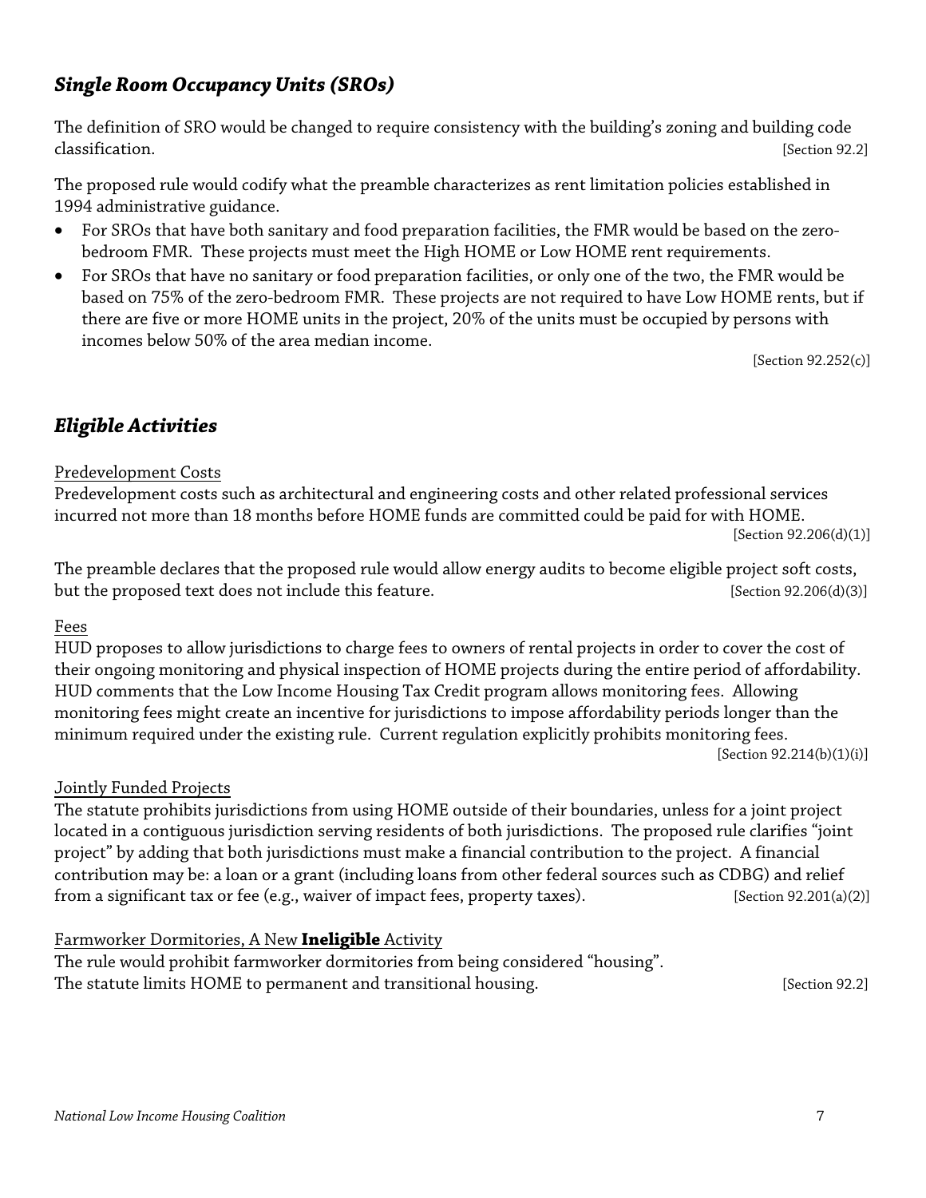## *Single Room Occupancy Units (SROs)*

The definition of SRO would be changed to require consistency with the building's zoning and building code classification. [Section 92.2]

The proposed rule would codify what the preamble characterizes as rent limitation policies established in 1994 administrative guidance.

- For SROs that have both sanitary and food preparation facilities, the FMR would be based on the zero-bedroom FMR. These projects must meet the High HOME or Low HOME rent requirements.
- For SROs that have no sanitary or food preparation facilities, or only one of the two, the FMR would be based on 75% of the zero-bedroom FMR. These projects are not required to have Low HOME rents, but if there are five or more HOME units in the project, 20% of the units must be occupied by persons with incomes below 50% of the area median income.

[Section 92.252(c)]

## *Eligible Activities*

<u>Predevelopment Costs</u>

Predevelopment costs such as architectural and engineering costs and other related professional services incurred not more than 18 months before HOME funds are committed could be paid for with HOME. [Section 92.206(d)(1)]

The preamble declares that the proposed rule would allow energy audits to become eligible project soft costs, but the proposed text does not include this feature. [Section 92.206(d)(3)]

<u>Fees</u>

HUD proposes to allow jurisdictions to charge fees to owners of rental projects in order to cover the cost of their ongoing monitoring and physical inspection of HOME projects during the entire period of affordability. HUD comments that the Low Income Housing Tax Credit program allows monitoring fees. Allowing monitoring fees might create an incentive for jurisdictions to impose affordability periods longer than the minimum required under the existing rule. Current regulation explicitly prohibits monitoring fees. [Section 92.214(b)(1)(i)]

<u>Jointly Funded Projects</u>

The statute prohibits jurisdictions from using HOME outside of their boundaries, unless for a joint project located in a contiguous jurisdiction serving residents of both jurisdictions. The proposed rule clarifies "joint project" by adding that both jurisdictions must make a financial contribution to the project. A financial contribution may be: a loan or a grant (including loans from other federal sources such as CDBG) and relief from a significant tax or fee (e.g., waiver of impact fees, property taxes). [Section 92.201(a)(2)]

<u>Farmworker Dormitories, A New **Ineligible** Activity</u>

The rule would prohibit farmworker dormitories from being considered "housing".
The statute limits HOME to permanent and transitional housing. [Section 92.2]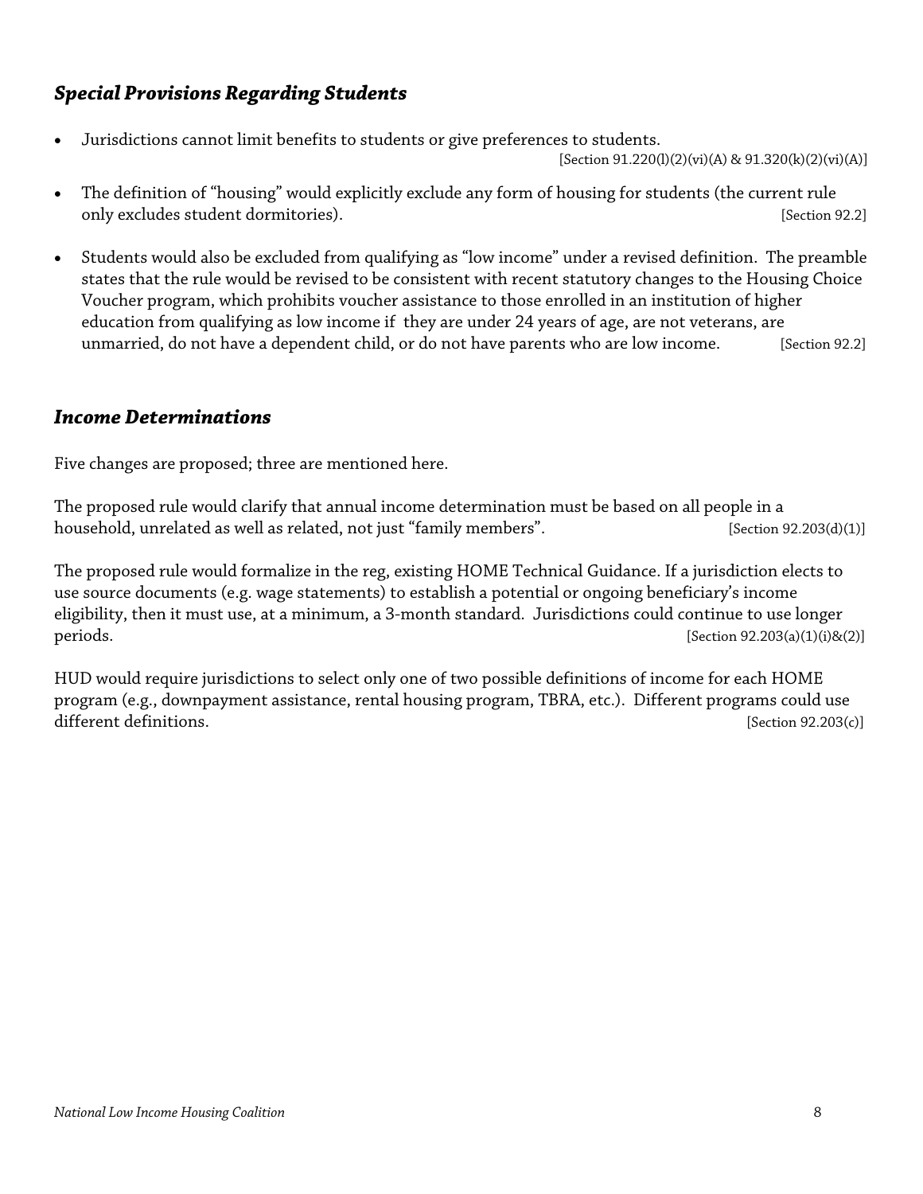### *Special Provisions Regarding Students*

- Jurisdictions cannot limit benefits to students or give preferences to students. [Section 91.220(l)(2)(vi)(A) & 91.320(k)(2)(vi)(A)]
- The definition of "housing" would explicitly exclude any form of housing for students (the current rule only excludes student dormitories). [Section 92.2]
- Students would also be excluded from qualifying as "low income" under a revised definition. The preamble states that the rule would be revised to be consistent with recent statutory changes to the Housing Choice Voucher program, which prohibits voucher assistance to those enrolled in an institution of higher education from qualifying as low income if they are under 24 years of age, are not veterans, are unmarried, do not have a dependent child, or do not have parents who are low income. [Section 92.2]

### *Income Determinations*

Five changes are proposed; three are mentioned here.

The proposed rule would clarify that annual income determination must be based on all people in a household, unrelated as well as related, not just "family members". [Section 92.203(d)(1)]

The proposed rule would formalize in the reg, existing HOME Technical Guidance. If a jurisdiction elects to use source documents (e.g. wage statements) to establish a potential or ongoing beneficiary's income eligibility, then it must use, at a minimum, a 3-month standard. Jurisdictions could continue to use longer periods. [Section 92.203(a)(1)(i)&(2)]

HUD would require jurisdictions to select only one of two possible definitions of income for each HOME program (e.g., downpayment assistance, rental housing program, TBRA, etc.). Different programs could use different definitions. [Section 92.203(c)]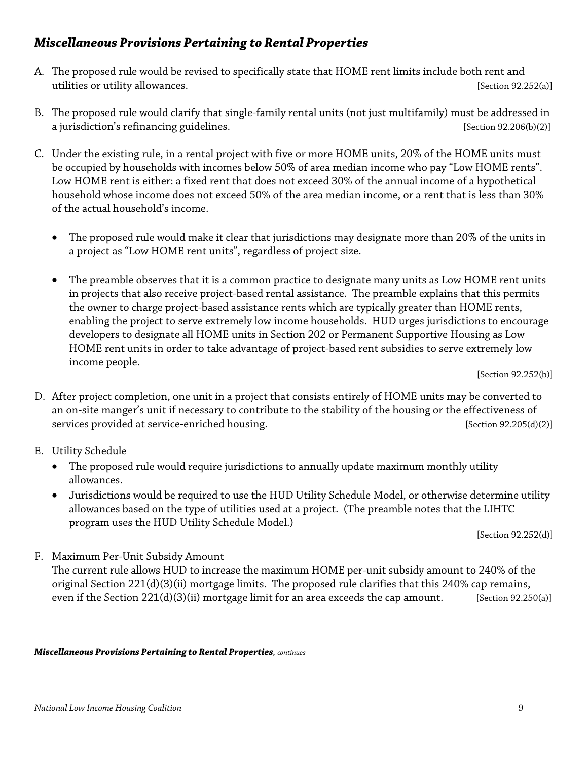## *Miscellaneous Provisions Pertaining to Rental Properties*

A. The proposed rule would be revised to specifically state that HOME rent limits include both rent and utilities or utility allowances. [Section 92.252(a)]

B. The proposed rule would clarify that single-family rental units (not just multifamily) must be addressed in a jurisdiction's refinancing guidelines. [Section 92.206(b)(2)]

C. Under the existing rule, in a rental project with five or more HOME units, 20% of the HOME units must be occupied by households with incomes below 50% of area median income who pay "Low HOME rents". Low HOME rent is either: a fixed rent that does not exceed 30% of the annual income of a hypothetical household whose income does not exceed 50% of the area median income, or a rent that is less than 30% of the actual household's income.

   - The proposed rule would make it clear that jurisdictions may designate more than 20% of the units in a project as "Low HOME rent units", regardless of project size.
   - The preamble observes that it is a common practice to designate many units as Low HOME rent units in projects that also receive project-based rental assistance. The preamble explains that this permits the owner to charge project-based assistance rents which are typically greater than HOME rents, enabling the project to serve extremely low income households. HUD urges jurisdictions to encourage developers to designate all HOME units in Section 202 or Permanent Supportive Housing as Low HOME rent units in order to take advantage of project-based rent subsidies to serve extremely low income people.

   [Section 92.252(b)]

D. After project completion, one unit in a project that consists entirely of HOME units may be converted to an on-site manger's unit if necessary to contribute to the stability of the housing or the effectiveness of services provided at service-enriched housing. [Section 92.205(d)(2)]

E. Utility Schedule
   - The proposed rule would require jurisdictions to annually update maximum monthly utility allowances.
   - Jurisdictions would be required to use the HUD Utility Schedule Model, or otherwise determine utility allowances based on the type of utilities used at a project. (The preamble notes that the LIHTC program uses the HUD Utility Schedule Model.)

   [Section 92.252(d)]

F. Maximum Per-Unit Subsidy Amount
   The current rule allows HUD to increase the maximum HOME per-unit subsidy amount to 240% of the original Section 221(d)(3)(ii) mortgage limits. The proposed rule clarifies that this 240% cap remains, even if the Section 221(d)(3)(ii) mortgage limit for an area exceeds the cap amount. [Section 92.250(a)]

***Miscellaneous Provisions Pertaining to Rental Properties**, continues*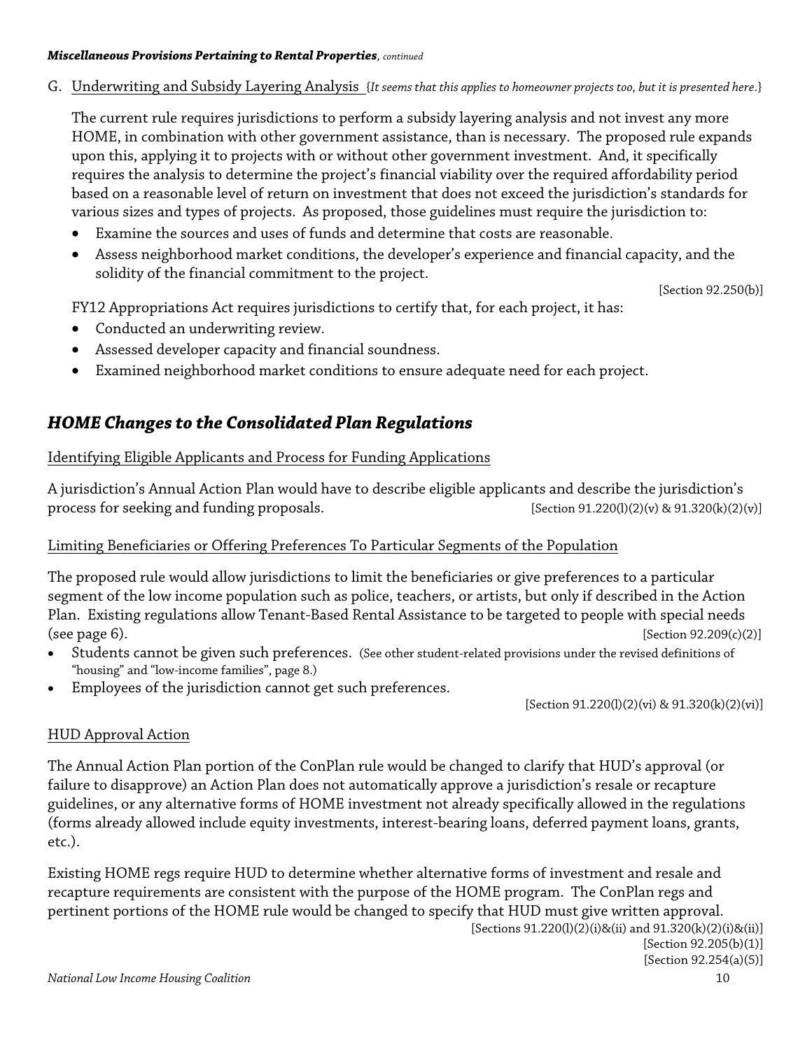*Miscellaneous Provisions Pertaining to Rental Properties, continued*

G. Underwriting and Subsidy Layering Analysis {*It seems that this applies to homeowner projects too, but it is presented here*.}

The current rule requires jurisdictions to perform a subsidy layering analysis and not invest any more HOME, in combination with other government assistance, than is necessary. The proposed rule expands upon this, applying it to projects with or without other government investment. And, it specifically requires the analysis to determine the project's financial viability over the required affordability period based on a reasonable level of return on investment that does not exceed the jurisdiction's standards for various sizes and types of projects. As proposed, those guidelines must require the jurisdiction to:

- Examine the sources and uses of funds and determine that costs are reasonable.
- Assess neighborhood market conditions, the developer's experience and financial capacity, and the solidity of the financial commitment to the project.

[Section 92.250(b)]

FY12 Appropriations Act requires jurisdictions to certify that, for each project, it has:

- Conducted an underwriting review.
- Assessed developer capacity and financial soundness.
- Examined neighborhood market conditions to ensure adequate need for each project.

## *HOME Changes to the Consolidated Plan Regulations*

Identifying Eligible Applicants and Process for Funding Applications

A jurisdiction's Annual Action Plan would have to describe eligible applicants and describe the jurisdiction's process for seeking and funding proposals. [Section 91.220(l)(2)(v) & 91.320(k)(2)(v)]

Limiting Beneficiaries or Offering Preferences To Particular Segments of the Population

The proposed rule would allow jurisdictions to limit the beneficiaries or give preferences to a particular segment of the low income population such as police, teachers, or artists, but only if described in the Action Plan. Existing regulations allow Tenant-Based Rental Assistance to be targeted to people with special needs (see page 6). [Section 92.209(c)(2)]

- Students cannot be given such preferences. (See other student-related provisions under the revised definitions of "housing" and "low-income families", page 8.)
- Employees of the jurisdiction cannot get such preferences.

[Section 91.220(l)(2)(vi) & 91.320(k)(2)(vi)]

HUD Approval Action

The Annual Action Plan portion of the ConPlan rule would be changed to clarify that HUD's approval (or failure to disapprove) an Action Plan does not automatically approve a jurisdiction's resale or recapture guidelines, or any alternative forms of HOME investment not already specifically allowed in the regulations (forms already allowed include equity investments, interest-bearing loans, deferred payment loans, grants, etc.).

Existing HOME regs require HUD to determine whether alternative forms of investment and resale and recapture requirements are consistent with the purpose of the HOME program. The ConPlan regs and pertinent portions of the HOME rule would be changed to specify that HUD must give written approval.

[Sections 91.220(l)(2)(i)&(ii) and 91.320(k)(2)(i)&(ii)]
[Section 92.205(b)(1)]
[Section 92.254(a)(5)]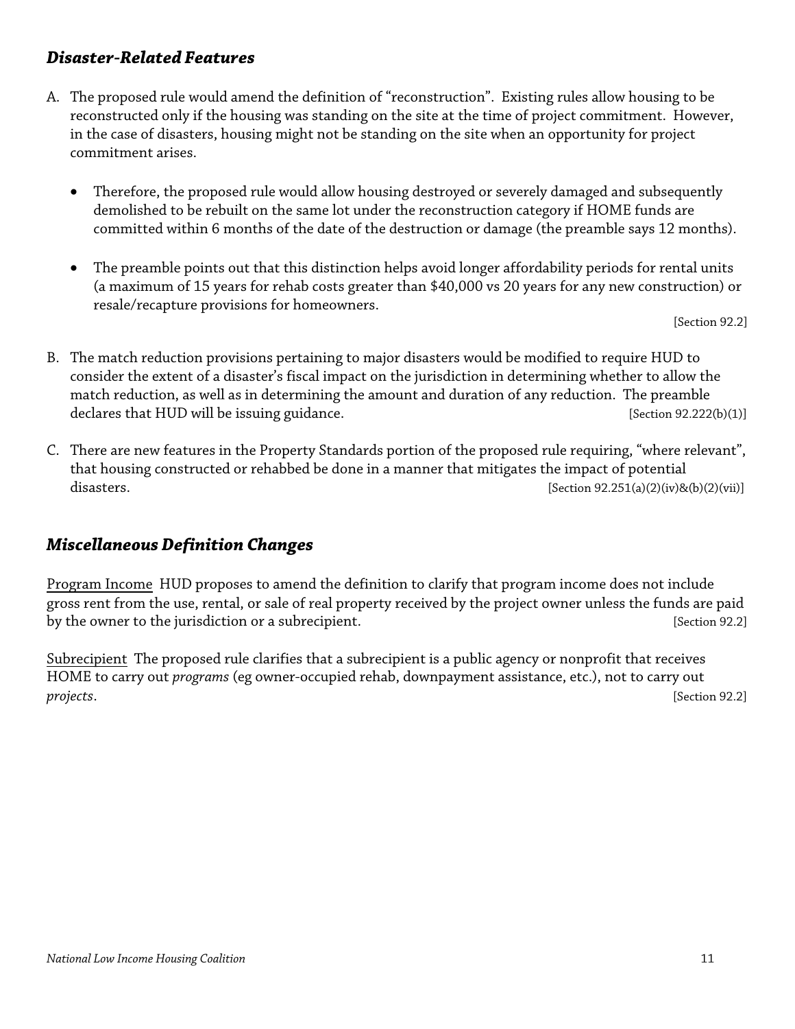## *Disaster-Related Features*

A. The proposed rule would amend the definition of "reconstruction". Existing rules allow housing to be reconstructed only if the housing was standing on the site at the time of project commitment. However, in the case of disasters, housing might not be standing on the site when an opportunity for project commitment arises.

   - Therefore, the proposed rule would allow housing destroyed or severely damaged and subsequently demolished to be rebuilt on the same lot under the reconstruction category if HOME funds are committed within 6 months of the date of the destruction or damage (the preamble says 12 months).

   - The preamble points out that this distinction helps avoid longer affordability periods for rental units (a maximum of 15 years for rehab costs greater than $40,000 vs 20 years for any new construction) or resale/recapture provisions for homeowners.

   [Section 92.2]

B. The match reduction provisions pertaining to major disasters would be modified to require HUD to consider the extent of a disaster's fiscal impact on the jurisdiction in determining whether to allow the match reduction, as well as in determining the amount and duration of any reduction. The preamble declares that HUD will be issuing guidance. [Section 92.222(b)(1)]

C. There are new features in the Property Standards portion of the proposed rule requiring, "where relevant", that housing constructed or rehabbed be done in a manner that mitigates the impact of potential disasters. [Section 92.251(a)(2)(iv)&(b)(2)(vii)]

## *Miscellaneous Definition Changes*

Program Income HUD proposes to amend the definition to clarify that program income does not include gross rent from the use, rental, or sale of real property received by the project owner unless the funds are paid by the owner to the jurisdiction or a subrecipient. [Section 92.2]

Subrecipient The proposed rule clarifies that a subrecipient is a public agency or nonprofit that receives HOME to carry out *programs* (eg owner-occupied rehab, downpayment assistance, etc.), not to carry out *projects*. [Section 92.2]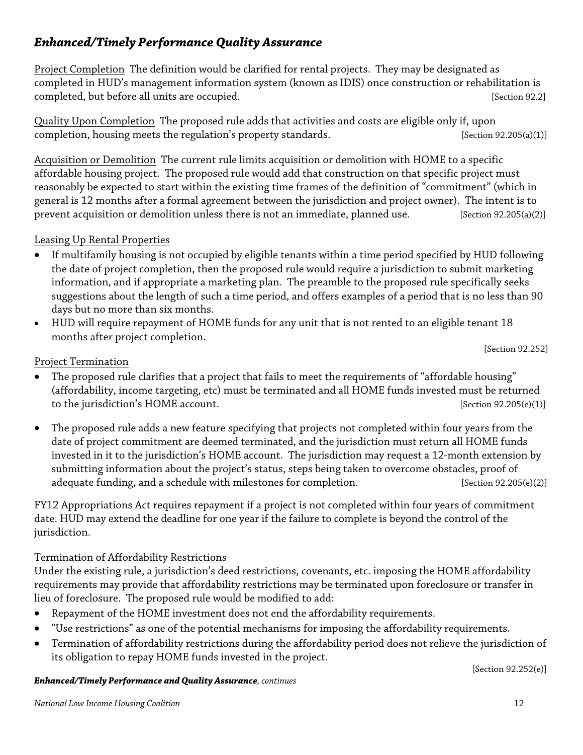## *Enhanced/Timely Performance Quality Assurance*

Project Completion The definition would be clarified for rental projects. They may be designated as completed in HUD's management information system (known as IDIS) once construction or rehabilitation is completed, but before all units are occupied. [Section 92.2]

Quality Upon Completion The proposed rule adds that activities and costs are eligible only if, upon completion, housing meets the regulation's property standards. [Section 92.205(a)(1)]

Acquisition or Demolition The current rule limits acquisition or demolition with HOME to a specific affordable housing project. The proposed rule would add that construction on that specific project must reasonably be expected to start within the existing time frames of the definition of "commitment" (which in general is 12 months after a formal agreement between the jurisdiction and project owner). The intent is to prevent acquisition or demolition unless there is not an immediate, planned use. [Section 92.205(a)(2)]

Leasing Up Rental Properties

- If multifamily housing is not occupied by eligible tenants within a time period specified by HUD following the date of project completion, then the proposed rule would require a jurisdiction to submit marketing information, and if appropriate a marketing plan. The preamble to the proposed rule specifically seeks suggestions about the length of such a time period, and offers examples of a period that is no less than 90 days but no more than six months.
- HUD will require repayment of HOME funds for any unit that is not rented to an eligible tenant 18 months after project completion.

[Section 92.252]

Project Termination

- The proposed rule clarifies that a project that fails to meet the requirements of "affordable housing" (affordability, income targeting, etc) must be terminated and all HOME funds invested must be returned to the jurisdiction's HOME account. [Section 92.205(e)(1)]
- The proposed rule adds a new feature specifying that projects not completed within four years from the date of project commitment are deemed terminated, and the jurisdiction must return all HOME funds invested in it to the jurisdiction's HOME account. The jurisdiction may request a 12-month extension by submitting information about the project's status, steps being taken to overcome obstacles, proof of adequate funding, and a schedule with milestones for completion. [Section 92.205(e)(2)]

FY12 Appropriations Act requires repayment if a project is not completed within four years of commitment date. HUD may extend the deadline for one year if the failure to complete is beyond the control of the jurisdiction.

Termination of Affordability Restrictions

Under the existing rule, a jurisdiction's deed restrictions, covenants, etc. imposing the HOME affordability requirements may provide that affordability restrictions may be terminated upon foreclosure or transfer in lieu of foreclosure. The proposed rule would be modified to add:

- Repayment of the HOME investment does not end the affordability requirements.
- "Use restrictions" as one of the potential mechanisms for imposing the affordability requirements.
- Termination of affordability restrictions during the affordability period does not relieve the jurisdiction of its obligation to repay HOME funds invested in the project.

[Section 92.252(e)]

***Enhanced/Timely Performance and Quality Assurance**, continues*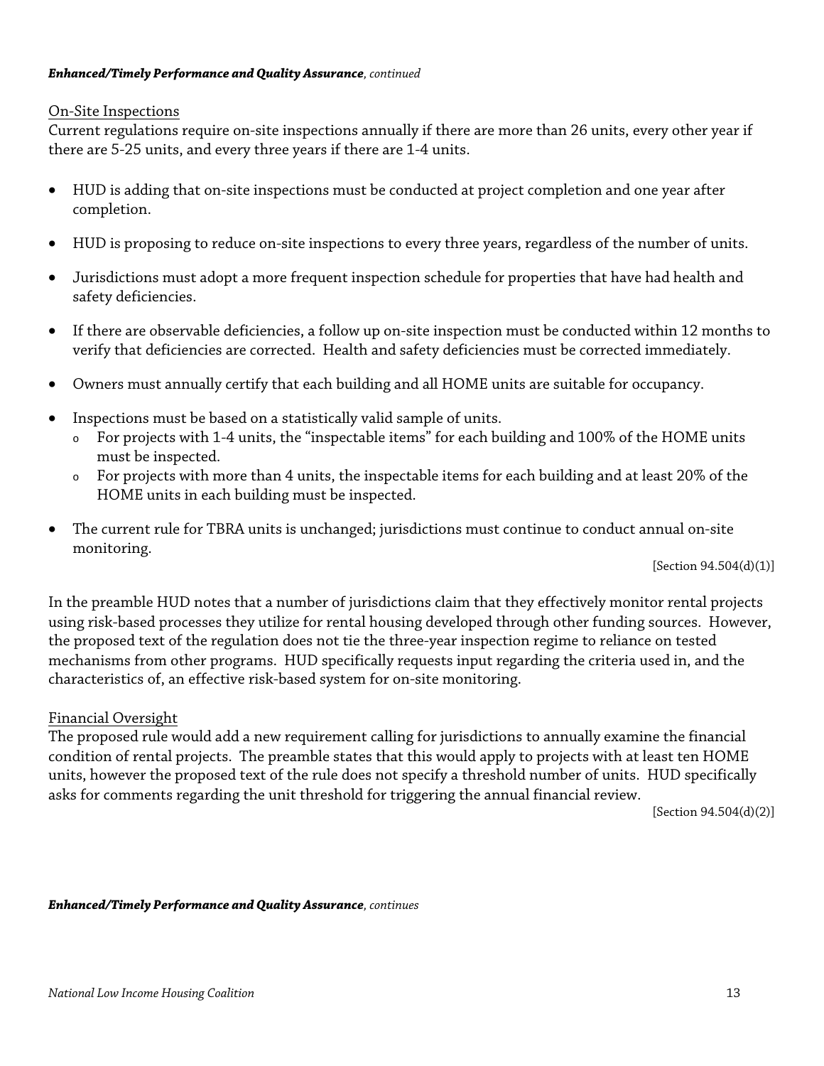***Enhanced/Timely Performance and Quality Assurance**, continued*

On-Site Inspections

Current regulations require on-site inspections annually if there are more than 26 units, every other year if there are 5-25 units, and every three years if there are 1-4 units.

- HUD is adding that on-site inspections must be conducted at project completion and one year after completion.
- HUD is proposing to reduce on-site inspections to every three years, regardless of the number of units.
- Jurisdictions must adopt a more frequent inspection schedule for properties that have had health and safety deficiencies.
- If there are observable deficiencies, a follow up on-site inspection must be conducted within 12 months to verify that deficiencies are corrected. Health and safety deficiencies must be corrected immediately.
- Owners must annually certify that each building and all HOME units are suitable for occupancy.
- Inspections must be based on a statistically valid sample of units.
  - For projects with 1-4 units, the "inspectable items" for each building and 100% of the HOME units must be inspected.
  - For projects with more than 4 units, the inspectable items for each building and at least 20% of the HOME units in each building must be inspected.
- The current rule for TBRA units is unchanged; jurisdictions must continue to conduct annual on-site monitoring.

[Section 94.504(d)(1)]

In the preamble HUD notes that a number of jurisdictions claim that they effectively monitor rental projects using risk-based processes they utilize for rental housing developed through other funding sources. However, the proposed text of the regulation does not tie the three-year inspection regime to reliance on tested mechanisms from other programs. HUD specifically requests input regarding the criteria used in, and the characteristics of, an effective risk-based system for on-site monitoring.

Financial Oversight

The proposed rule would add a new requirement calling for jurisdictions to annually examine the financial condition of rental projects. The preamble states that this would apply to projects with at least ten HOME units, however the proposed text of the rule does not specify a threshold number of units. HUD specifically asks for comments regarding the unit threshold for triggering the annual financial review.

[Section 94.504(d)(2)]

***Enhanced/Timely Performance and Quality Assurance**, continues*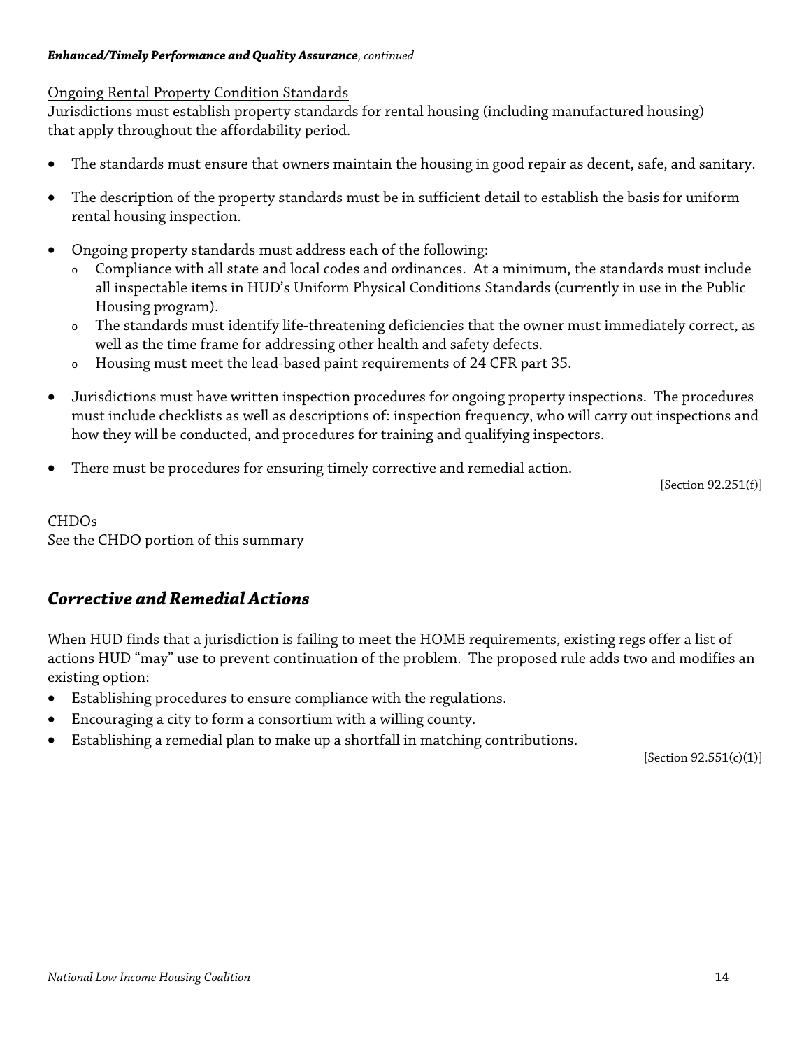***Enhanced/Timely Performance and Quality Assurance**, continued*

Ongoing Rental Property Condition Standards

Jurisdictions must establish property standards for rental housing (including manufactured housing) that apply throughout the affordability period.

- The standards must ensure that owners maintain the housing in good repair as decent, safe, and sanitary.
- The description of the property standards must be in sufficient detail to establish the basis for uniform rental housing inspection.
- Ongoing property standards must address each of the following:
  - Compliance with all state and local codes and ordinances. At a minimum, the standards must include all inspectable items in HUD's Uniform Physical Conditions Standards (currently in use in the Public Housing program).
  - The standards must identify life-threatening deficiencies that the owner must immediately correct, as well as the time frame for addressing other health and safety defects.
  - Housing must meet the lead-based paint requirements of 24 CFR part 35.
- Jurisdictions must have written inspection procedures for ongoing property inspections. The procedures must include checklists as well as descriptions of: inspection frequency, who will carry out inspections and how they will be conducted, and procedures for training and qualifying inspectors.
- There must be procedures for ensuring timely corrective and remedial action.

[Section 92.251(f)]

CHDOs

See the CHDO portion of this summary

## *Corrective and Remedial Actions*

When HUD finds that a jurisdiction is failing to meet the HOME requirements, existing regs offer a list of actions HUD "may" use to prevent continuation of the problem. The proposed rule adds two and modifies an existing option:

- Establishing procedures to ensure compliance with the regulations.
- Encouraging a city to form a consortium with a willing county.
- Establishing a remedial plan to make up a shortfall in matching contributions.

[Section 92.551(c)(1)]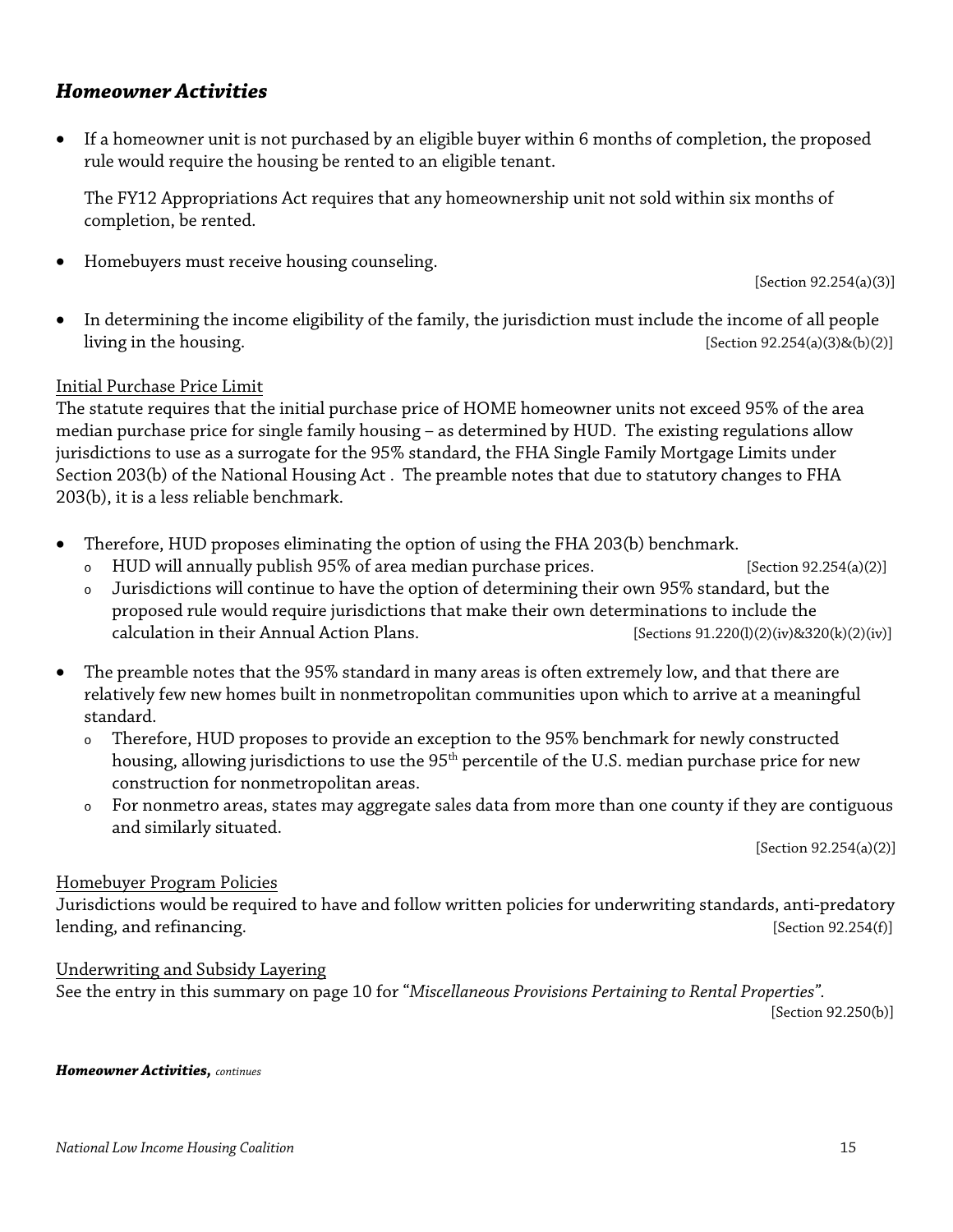## *Homeowner Activities*

- If a homeowner unit is not purchased by an eligible buyer within 6 months of completion, the proposed rule would require the housing be rented to an eligible tenant.

  The FY12 Appropriations Act requires that any homeownership unit not sold within six months of completion, be rented.

- Homebuyers must receive housing counseling.

  [Section 92.254(a)(3)]

- In determining the income eligibility of the family, the jurisdiction must include the income of all people living in the housing. [Section 92.254(a)(3)&(b)(2)]

Initial Purchase Price Limit

The statute requires that the initial purchase price of HOME homeowner units not exceed 95% of the area median purchase price for single family housing – as determined by HUD. The existing regulations allow jurisdictions to use as a surrogate for the 95% standard, the FHA Single Family Mortgage Limits under Section 203(b) of the National Housing Act . The preamble notes that due to statutory changes to FHA 203(b), it is a less reliable benchmark.

- Therefore, HUD proposes eliminating the option of using the FHA 203(b) benchmark.
  - HUD will annually publish 95% of area median purchase prices. [Section 92.254(a)(2)]
  - Jurisdictions will continue to have the option of determining their own 95% standard, but the proposed rule would require jurisdictions that make their own determinations to include the calculation in their Annual Action Plans. [Sections 91.220(l)(2)(iv)&320(k)(2)(iv)]

- The preamble notes that the 95% standard in many areas is often extremely low, and that there are relatively few new homes built in nonmetropolitan communities upon which to arrive at a meaningful standard.
  - Therefore, HUD proposes to provide an exception to the 95% benchmark for newly constructed housing, allowing jurisdictions to use the 95th percentile of the U.S. median purchase price for new construction for nonmetropolitan areas.
  - For nonmetro areas, states may aggregate sales data from more than one county if they are contiguous and similarly situated.

  [Section 92.254(a)(2)]

Homebuyer Program Policies

Jurisdictions would be required to have and follow written policies for underwriting standards, anti-predatory lending, and refinancing. [Section 92.254(f)]

Underwriting and Subsidy Layering

See the entry in this summary on page 10 for "*Miscellaneous Provisions Pertaining to Rental Properties"*.

[Section 92.250(b)]

***Homeowner Activities,*** *continues*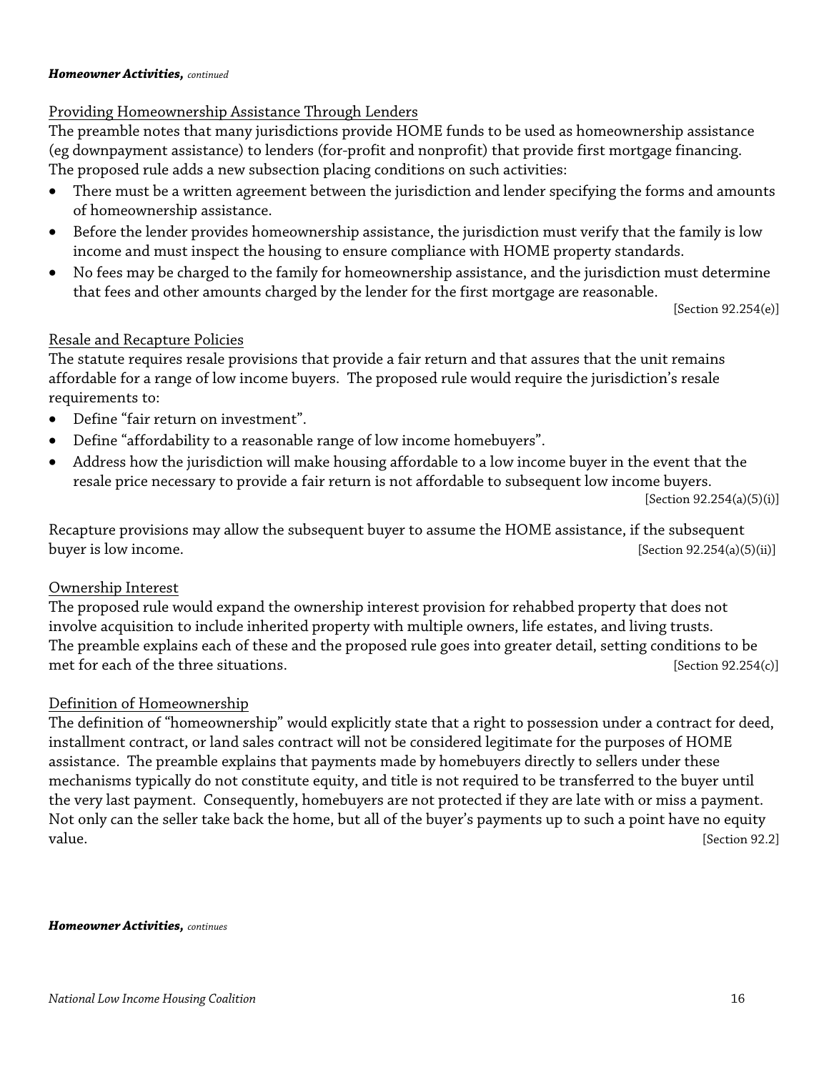***Homeowner Activities,*** *continued*

Providing Homeownership Assistance Through Lenders

The preamble notes that many jurisdictions provide HOME funds to be used as homeownership assistance (eg downpayment assistance) to lenders (for-profit and nonprofit) that provide first mortgage financing. The proposed rule adds a new subsection placing conditions on such activities:

- There must be a written agreement between the jurisdiction and lender specifying the forms and amounts of homeownership assistance.
- Before the lender provides homeownership assistance, the jurisdiction must verify that the family is low income and must inspect the housing to ensure compliance with HOME property standards.
- No fees may be charged to the family for homeownership assistance, and the jurisdiction must determine that fees and other amounts charged by the lender for the first mortgage are reasonable.

[Section 92.254(e)]

Resale and Recapture Policies

The statute requires resale provisions that provide a fair return and that assures that the unit remains affordable for a range of low income buyers. The proposed rule would require the jurisdiction's resale requirements to:

- Define "fair return on investment".
- Define "affordability to a reasonable range of low income homebuyers".
- Address how the jurisdiction will make housing affordable to a low income buyer in the event that the resale price necessary to provide a fair return is not affordable to subsequent low income buyers.

[Section 92.254(a)(5)(i)]

Recapture provisions may allow the subsequent buyer to assume the HOME assistance, if the subsequent buyer is low income. [Section 92.254(a)(5)(ii)]

Ownership Interest

The proposed rule would expand the ownership interest provision for rehabbed property that does not involve acquisition to include inherited property with multiple owners, life estates, and living trusts. The preamble explains each of these and the proposed rule goes into greater detail, setting conditions to be met for each of the three situations. [Section 92.254(c)]

Definition of Homeownership

The definition of "homeownership" would explicitly state that a right to possession under a contract for deed, installment contract, or land sales contract will not be considered legitimate for the purposes of HOME assistance. The preamble explains that payments made by homebuyers directly to sellers under these mechanisms typically do not constitute equity, and title is not required to be transferred to the buyer until the very last payment. Consequently, homebuyers are not protected if they are late with or miss a payment. Not only can the seller take back the home, but all of the buyer's payments up to such a point have no equity value. [Section 92.2]

***Homeowner Activities,*** *continues*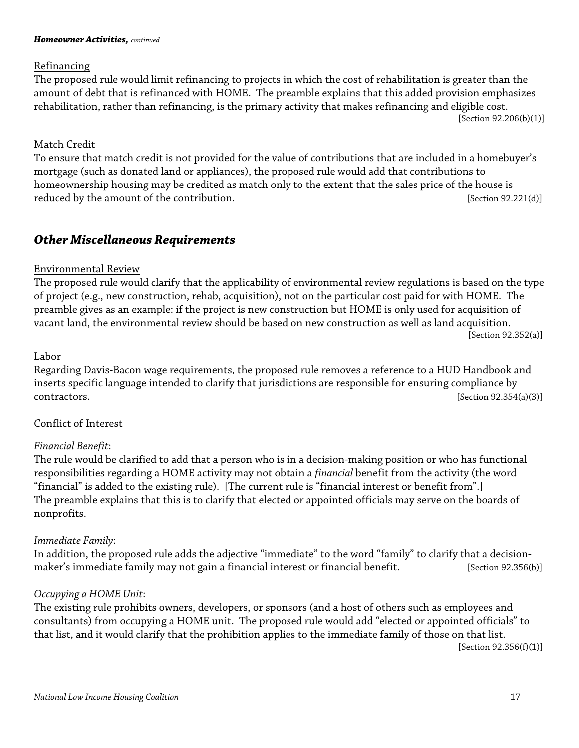***Homeowner Activities,*** *continued*

Refinancing

The proposed rule would limit refinancing to projects in which the cost of rehabilitation is greater than the amount of debt that is refinanced with HOME. The preamble explains that this added provision emphasizes rehabilitation, rather than refinancing, is the primary activity that makes refinancing and eligible cost. [Section 92.206(b)(1)]

Match Credit

To ensure that match credit is not provided for the value of contributions that are included in a homebuyer's mortgage (such as donated land or appliances), the proposed rule would add that contributions to homeownership housing may be credited as match only to the extent that the sales price of the house is reduced by the amount of the contribution. [Section 92.221(d)]

## *Other Miscellaneous Requirements*

Environmental Review

The proposed rule would clarify that the applicability of environmental review regulations is based on the type of project (e.g., new construction, rehab, acquisition), not on the particular cost paid for with HOME. The preamble gives as an example: if the project is new construction but HOME is only used for acquisition of vacant land, the environmental review should be based on new construction as well as land acquisition. [Section 92.352(a)]

Labor

Regarding Davis-Bacon wage requirements, the proposed rule removes a reference to a HUD Handbook and inserts specific language intended to clarify that jurisdictions are responsible for ensuring compliance by contractors. [Section 92.354(a)(3)]

Conflict of Interest

*Financial Benefit*:

The rule would be clarified to add that a person who is in a decision-making position or who has functional responsibilities regarding a HOME activity may not obtain a *financial* benefit from the activity (the word "financial" is added to the existing rule). [The current rule is "financial interest or benefit from".] The preamble explains that this is to clarify that elected or appointed officials may serve on the boards of nonprofits.

*Immediate Family*:

In addition, the proposed rule adds the adjective "immediate" to the word "family" to clarify that a decision-maker's immediate family may not gain a financial interest or financial benefit. [Section 92.356(b)]

*Occupying a HOME Unit*:

The existing rule prohibits owners, developers, or sponsors (and a host of others such as employees and consultants) from occupying a HOME unit. The proposed rule would add "elected or appointed officials" to that list, and it would clarify that the prohibition applies to the immediate family of those on that list. [Section 92.356(f)(1)]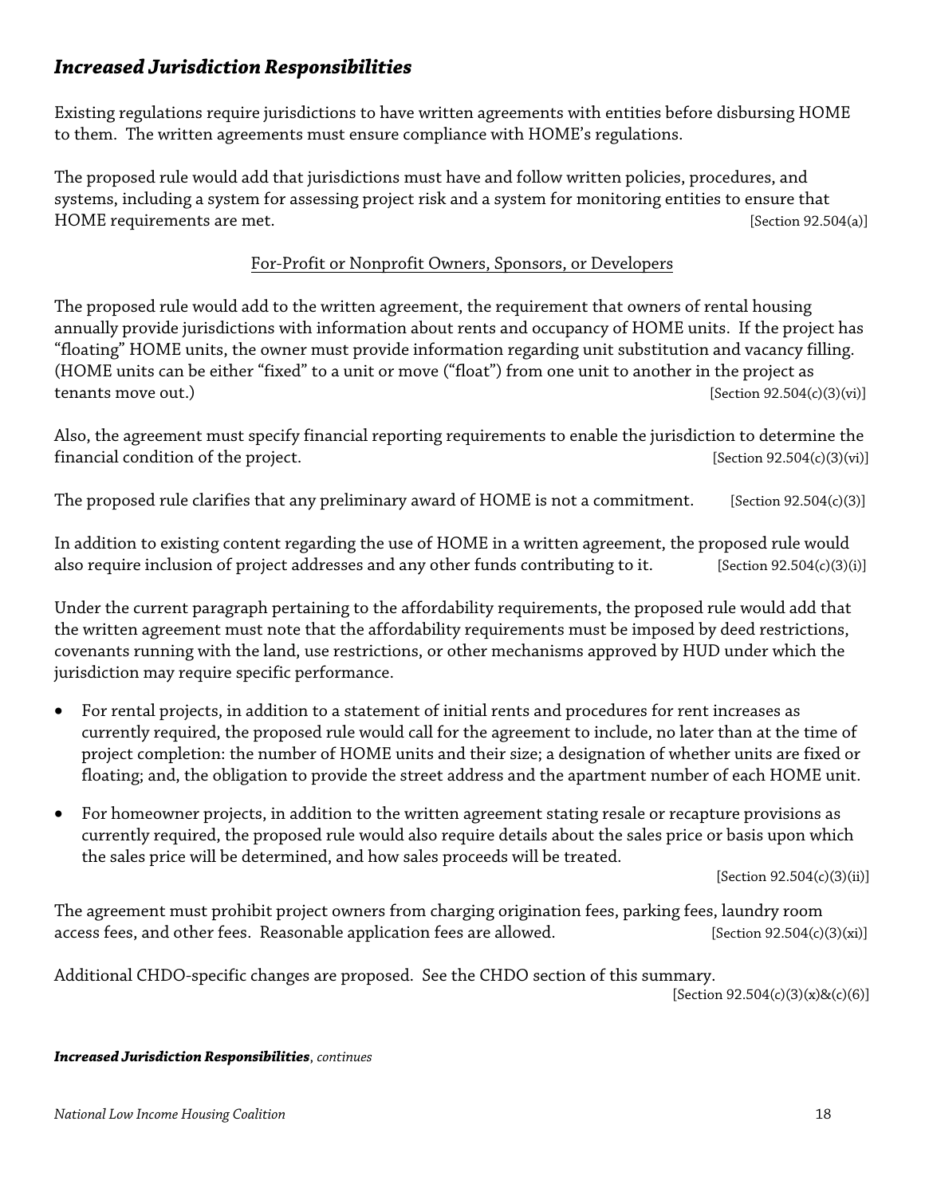## *Increased Jurisdiction Responsibilities*

Existing regulations require jurisdictions to have written agreements with entities before disbursing HOME to them. The written agreements must ensure compliance with HOME's regulations.

The proposed rule would add that jurisdictions must have and follow written policies, procedures, and systems, including a system for assessing project risk and a system for monitoring entities to ensure that HOME requirements are met. [Section 92.504(a)]

<u>For-Profit or Nonprofit Owners, Sponsors, or Developers</u>

The proposed rule would add to the written agreement, the requirement that owners of rental housing annually provide jurisdictions with information about rents and occupancy of HOME units. If the project has "floating" HOME units, the owner must provide information regarding unit substitution and vacancy filling. (HOME units can be either "fixed" to a unit or move ("float") from one unit to another in the project as tenants move out.) [Section 92.504(c)(3)(vi)]

Also, the agreement must specify financial reporting requirements to enable the jurisdiction to determine the financial condition of the project. [Section 92.504(c)(3)(vi)]

The proposed rule clarifies that any preliminary award of HOME is not a commitment. [Section 92.504(c)(3)]

In addition to existing content regarding the use of HOME in a written agreement, the proposed rule would also require inclusion of project addresses and any other funds contributing to it. [Section 92.504(c)(3)(i)]

Under the current paragraph pertaining to the affordability requirements, the proposed rule would add that the written agreement must note that the affordability requirements must be imposed by deed restrictions, covenants running with the land, use restrictions, or other mechanisms approved by HUD under which the jurisdiction may require specific performance.

- For rental projects, in addition to a statement of initial rents and procedures for rent increases as currently required, the proposed rule would call for the agreement to include, no later than at the time of project completion: the number of HOME units and their size; a designation of whether units are fixed or floating; and, the obligation to provide the street address and the apartment number of each HOME unit.
- For homeowner projects, in addition to the written agreement stating resale or recapture provisions as currently required, the proposed rule would also require details about the sales price or basis upon which the sales price will be determined, and how sales proceeds will be treated.

[Section 92.504(c)(3)(ii)]

The agreement must prohibit project owners from charging origination fees, parking fees, laundry room access fees, and other fees. Reasonable application fees are allowed. [Section 92.504(c)(3)(xi)]

Additional CHDO-specific changes are proposed. See the CHDO section of this summary.

[Section 92.504(c)(3)(x)&(c)(6)]

***Increased Jurisdiction Responsibilities**, continues*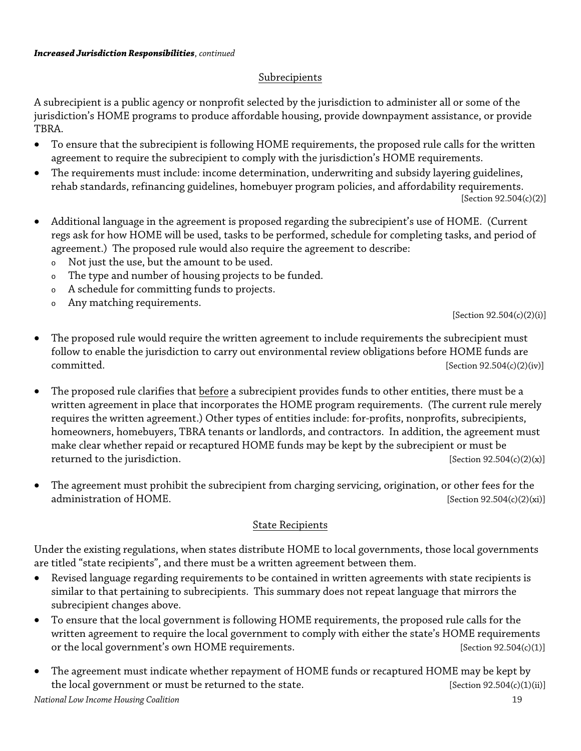***Increased Jurisdiction Responsibilities**, continued*

## Subrecipients

A subrecipient is a public agency or nonprofit selected by the jurisdiction to administer all or some of the jurisdiction's HOME programs to produce affordable housing, provide downpayment assistance, or provide TBRA.

- To ensure that the subrecipient is following HOME requirements, the proposed rule calls for the written agreement to require the subrecipient to comply with the jurisdiction's HOME requirements.
- The requirements must include: income determination, underwriting and subsidy layering guidelines, rehab standards, refinancing guidelines, homebuyer program policies, and affordability requirements. [Section 92.504(c)(2)]
- Additional language in the agreement is proposed regarding the subrecipient's use of HOME. (Current regs ask for how HOME will be used, tasks to be performed, schedule for completing tasks, and period of agreement.) The proposed rule would also require the agreement to describe:
  - Not just the use, but the amount to be used.
  - The type and number of housing projects to be funded.
  - A schedule for committing funds to projects.
  - Any matching requirements.

  [Section 92.504(c)(2)(i)]
- The proposed rule would require the written agreement to include requirements the subrecipient must follow to enable the jurisdiction to carry out environmental review obligations before HOME funds are committed. [Section 92.504(c)(2)(iv)]
- The proposed rule clarifies that <u>before</u> a subrecipient provides funds to other entities, there must be a written agreement in place that incorporates the HOME program requirements. (The current rule merely requires the written agreement.) Other types of entities include: for-profits, nonprofits, subrecipients, homeowners, homebuyers, TBRA tenants or landlords, and contractors. In addition, the agreement must make clear whether repaid or recaptured HOME funds may be kept by the subrecipient or must be returned to the jurisdiction. [Section 92.504(c)(2)(x)]
- The agreement must prohibit the subrecipient from charging servicing, origination, or other fees for the administration of HOME. [Section 92.504(c)(2)(xi)]

## State Recipients

Under the existing regulations, when states distribute HOME to local governments, those local governments are titled "state recipients", and there must be a written agreement between them.

- Revised language regarding requirements to be contained in written agreements with state recipients is similar to that pertaining to subrecipients. This summary does not repeat language that mirrors the subrecipient changes above.
- To ensure that the local government is following HOME requirements, the proposed rule calls for the written agreement to require the local government to comply with either the state's HOME requirements or the local government's own HOME requirements. [Section 92.504(c)(1)]
- The agreement must indicate whether repayment of HOME funds or recaptured HOME may be kept by the local government or must be returned to the state. [Section 92.504(c)(1)(ii)]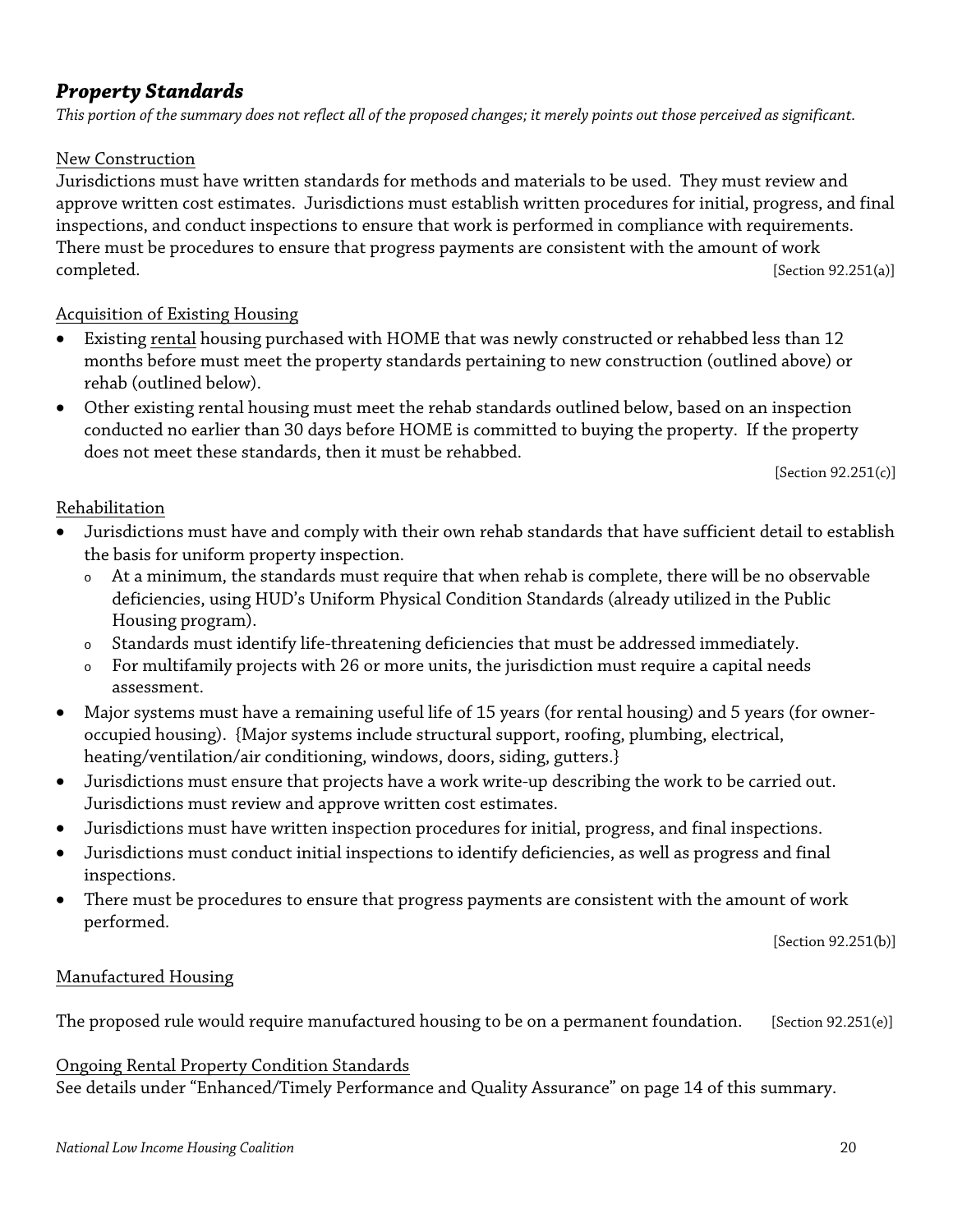## ***Property Standards***

*This portion of the summary does not reflect all of the proposed changes; it merely points out those perceived as significant.*

New Construction

Jurisdictions must have written standards for methods and materials to be used. They must review and approve written cost estimates. Jurisdictions must establish written procedures for initial, progress, and final inspections, and conduct inspections to ensure that work is performed in compliance with requirements. There must be procedures to ensure that progress payments are consistent with the amount of work completed. [Section 92.251(a)]

Acquisition of Existing Housing

- Existing rental housing purchased with HOME that was newly constructed or rehabbed less than 12 months before must meet the property standards pertaining to new construction (outlined above) or rehab (outlined below).
- Other existing rental housing must meet the rehab standards outlined below, based on an inspection conducted no earlier than 30 days before HOME is committed to buying the property. If the property does not meet these standards, then it must be rehabbed.

[Section 92.251(c)]

Rehabilitation

- Jurisdictions must have and comply with their own rehab standards that have sufficient detail to establish the basis for uniform property inspection.
  - At a minimum, the standards must require that when rehab is complete, there will be no observable deficiencies, using HUD's Uniform Physical Condition Standards (already utilized in the Public Housing program).
  - Standards must identify life-threatening deficiencies that must be addressed immediately.
  - For multifamily projects with 26 or more units, the jurisdiction must require a capital needs assessment.
- Major systems must have a remaining useful life of 15 years (for rental housing) and 5 years (for owner-occupied housing). {Major systems include structural support, roofing, plumbing, electrical, heating/ventilation/air conditioning, windows, doors, siding, gutters.}
- Jurisdictions must ensure that projects have a work write-up describing the work to be carried out. Jurisdictions must review and approve written cost estimates.
- Jurisdictions must have written inspection procedures for initial, progress, and final inspections.
- Jurisdictions must conduct initial inspections to identify deficiencies, as well as progress and final inspections.
- There must be procedures to ensure that progress payments are consistent with the amount of work performed.

[Section 92.251(b)]

Manufactured Housing

The proposed rule would require manufactured housing to be on a permanent foundation. [Section 92.251(e)]

Ongoing Rental Property Condition Standards

See details under "Enhanced/Timely Performance and Quality Assurance" on page 14 of this summary.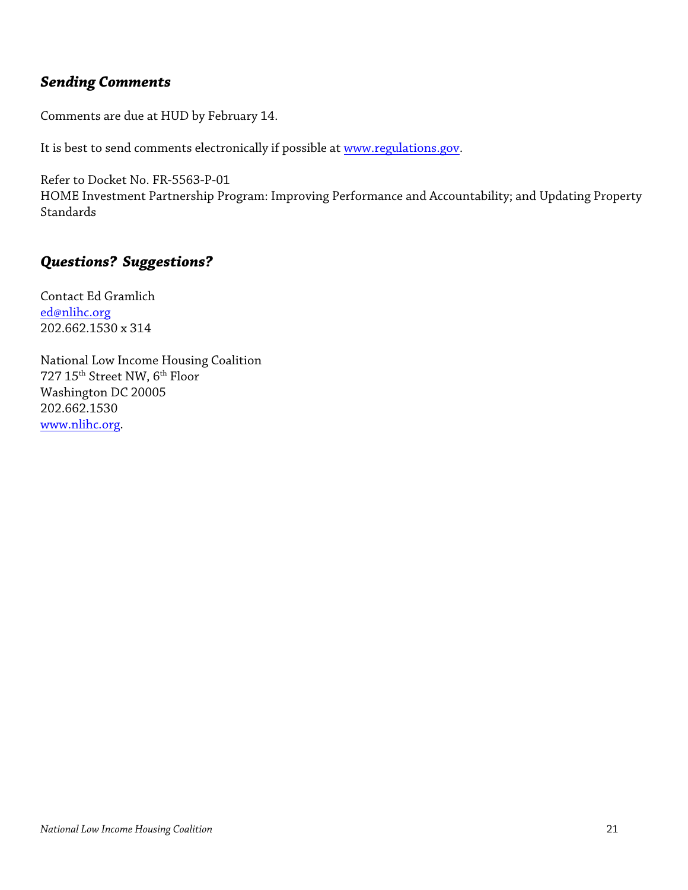### *Sending Comments*

Comments are due at HUD by February 14.

It is best to send comments electronically if possible at [www.regulations.gov](http://www.regulations.gov).

Refer to Docket No. FR-5563-P-01
HOME Investment Partnership Program: Improving Performance and Accountability; and Updating Property Standards

### *Questions? Suggestions?*

Contact Ed Gramlich
[ed@nlihc.org](mailto:ed@nlihc.org)
202.662.1530 x 314

National Low Income Housing Coalition
727 15th Street NW, 6th Floor
Washington DC 20005
202.662.1530
[www.nlihc.org](http://www.nlihc.org).